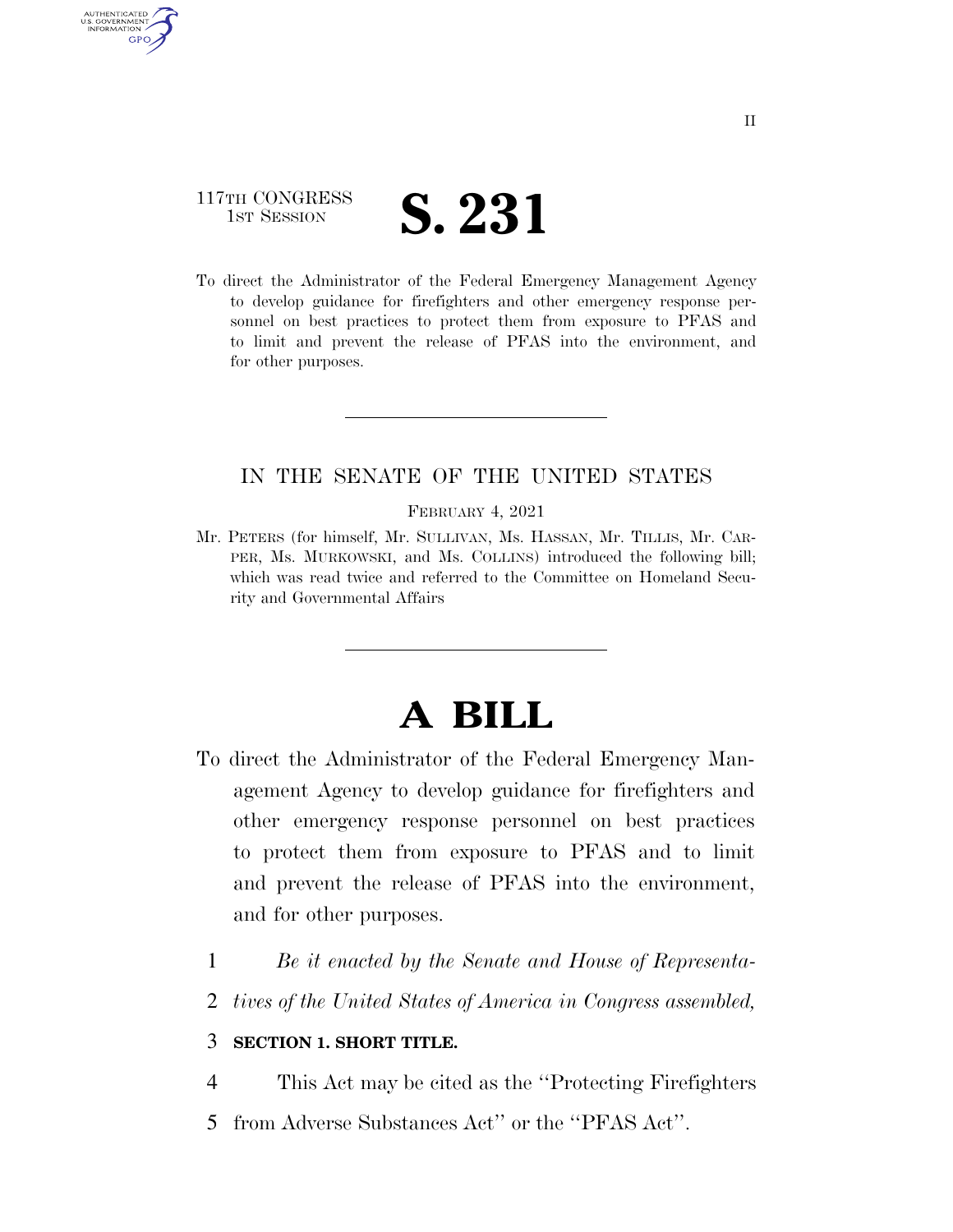117TH CONGRESS
1ST SESSION

# S. 231

To direct the Administrator of the Federal Emergency Management Agency to develop guidance for firefighters and other emergency response personnel on best practices to protect them from exposure to PFAS and to limit and prevent the release of PFAS into the environment, and for other purposes.

---

IN THE SENATE OF THE UNITED STATES

FEBRUARY 4, 2021

Mr. PETERS (for himself, Mr. SULLIVAN, Ms. HASSAN, Mr. TILLIS, Mr. CARPER, Ms. MURKOWSKI, and Ms. COLLINS) introduced the following bill; which was read twice and referred to the Committee on Homeland Security and Governmental Affairs

---

# A BILL

To direct the Administrator of the Federal Emergency Management Agency to develop guidance for firefighters and other emergency response personnel on best practices to protect them from exposure to PFAS and to limit and prevent the release of PFAS into the environment, and for other purposes.

1 *Be it enacted by the Senate and House of Representa-*
2 *tives of the United States of America in Congress assembled,*

3 **SECTION 1. SHORT TITLE.**

4 This Act may be cited as the ''Protecting Firefighters
5 from Adverse Substances Act'' or the ''PFAS Act''.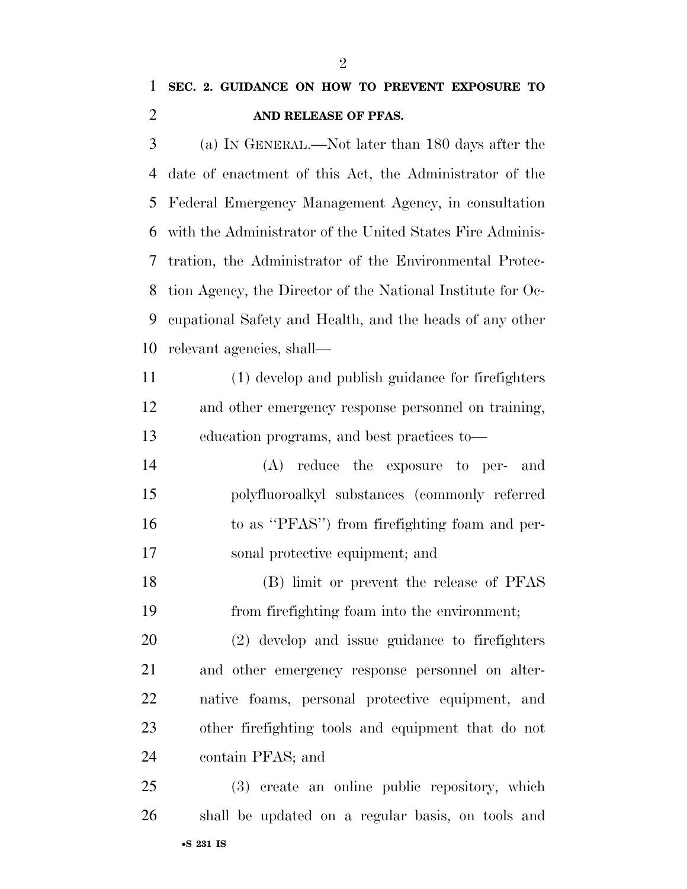## SEC. 2. GUIDANCE ON HOW TO PREVENT EXPOSURE TO AND RELEASE OF PFAS.

(a) IN GENERAL.—Not later than 180 days after the date of enactment of this Act, the Administrator of the Federal Emergency Management Agency, in consultation with the Administrator of the United States Fire Administration, the Administrator of the Environmental Protection Agency, the Director of the National Institute for Occupational Safety and Health, and the heads of any other relevant agencies, shall—

(1) develop and publish guidance for firefighters and other emergency response personnel on training, education programs, and best practices to—

(A) reduce the exposure to per- and polyfluoroalkyl substances (commonly referred to as "PFAS") from firefighting foam and personal protective equipment; and

(B) limit or prevent the release of PFAS from firefighting foam into the environment;

(2) develop and issue guidance to firefighters and other emergency response personnel on alternative foams, personal protective equipment, and other firefighting tools and equipment that do not contain PFAS; and

(3) create an online public repository, which shall be updated on a regular basis, on tools and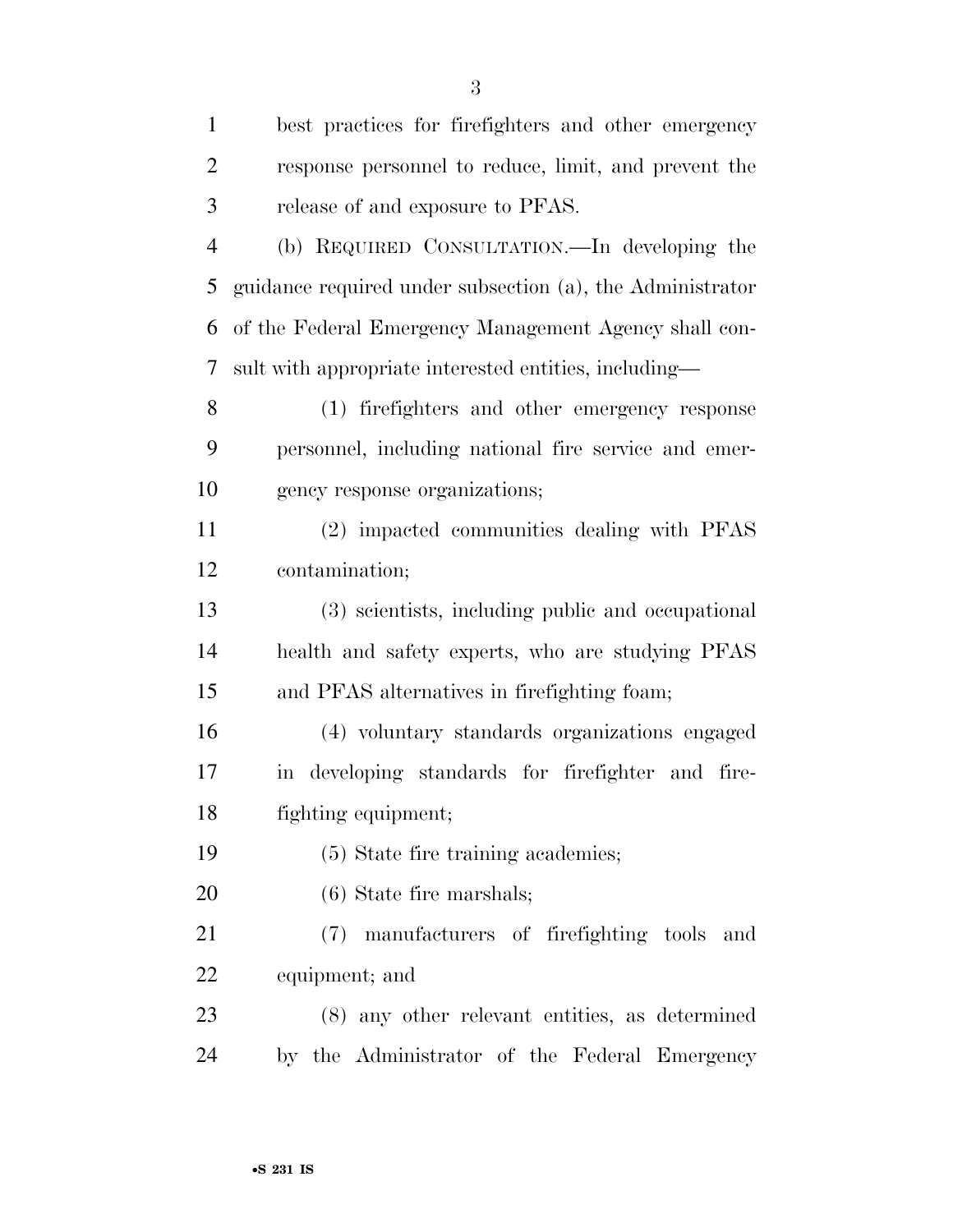best practices for firefighters and other emergency response personnel to reduce, limit, and prevent the release of and exposure to PFAS.

(b) REQUIRED CONSULTATION.—In developing the guidance required under subsection (a), the Administrator of the Federal Emergency Management Agency shall consult with appropriate interested entities, including—

(1) firefighters and other emergency response personnel, including national fire service and emergency response organizations;

(2) impacted communities dealing with PFAS contamination;

(3) scientists, including public and occupational health and safety experts, who are studying PFAS and PFAS alternatives in firefighting foam;

(4) voluntary standards organizations engaged in developing standards for firefighter and firefighting equipment;

(5) State fire training academies;

(6) State fire marshals;

(7) manufacturers of firefighting tools and equipment; and

(8) any other relevant entities, as determined by the Administrator of the Federal Emergency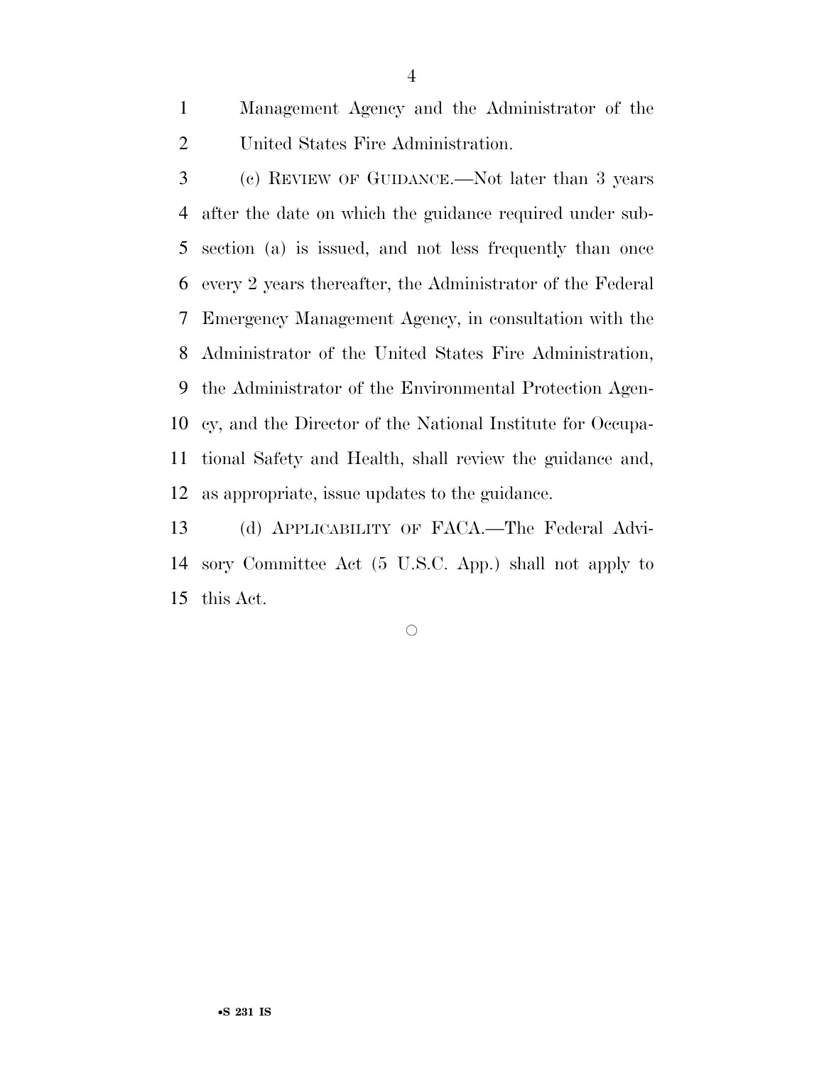Management Agency and the Administrator of the United States Fire Administration.

(c) REVIEW OF GUIDANCE.—Not later than 3 years after the date on which the guidance required under subsection (a) is issued, and not less frequently than once every 2 years thereafter, the Administrator of the Federal Emergency Management Agency, in consultation with the Administrator of the United States Fire Administration, the Administrator of the Environmental Protection Agency, and the Director of the National Institute for Occupational Safety and Health, shall review the guidance and, as appropriate, issue updates to the guidance.

(d) APPLICABILITY OF FACA.—The Federal Advisory Committee Act (5 U.S.C. App.) shall not apply to this Act.

○